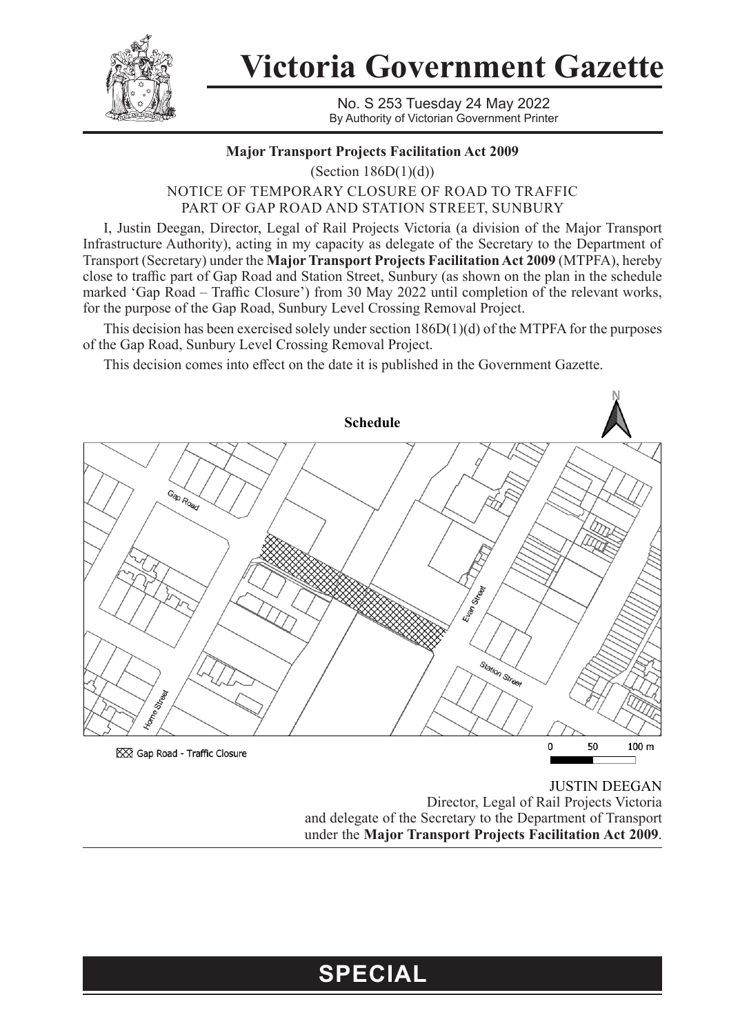# Victoria Government Gazette

No. S 253 Tuesday 24 May 2022
By Authority of Victorian Government Printer

**Major Transport Projects Facilitation Act 2009**

(Section 186D(1)(d))

NOTICE OF TEMPORARY CLOSURE OF ROAD TO TRAFFIC
PART OF GAP ROAD AND STATION STREET, SUNBURY

I, Justin Deegan, Director, Legal of Rail Projects Victoria (a division of the Major Transport Infrastructure Authority), acting in my capacity as delegate of the Secretary to the Department of Transport (Secretary) under the **Major Transport Projects Facilitation Act 2009** (MTPFA), hereby close to traffic part of Gap Road and Station Street, Sunbury (as shown on the plan in the schedule marked 'Gap Road – Traffic Closure') from 30 May 2022 until completion of the relevant works, for the purpose of the Gap Road, Sunbury Level Crossing Removal Project.

This decision has been exercised solely under section 186D(1)(d) of the MTPFA for the purposes of the Gap Road, Sunbury Level Crossing Removal Project.

This decision comes into effect on the date it is published in the Government Gazette.

**Schedule**

Gap Road - Traffic Closure

JUSTIN DEEGAN
Director, Legal of Rail Projects Victoria
and delegate of the Secretary to the Department of Transport
under the **Major Transport Projects Facilitation Act 2009**.

**SPECIAL**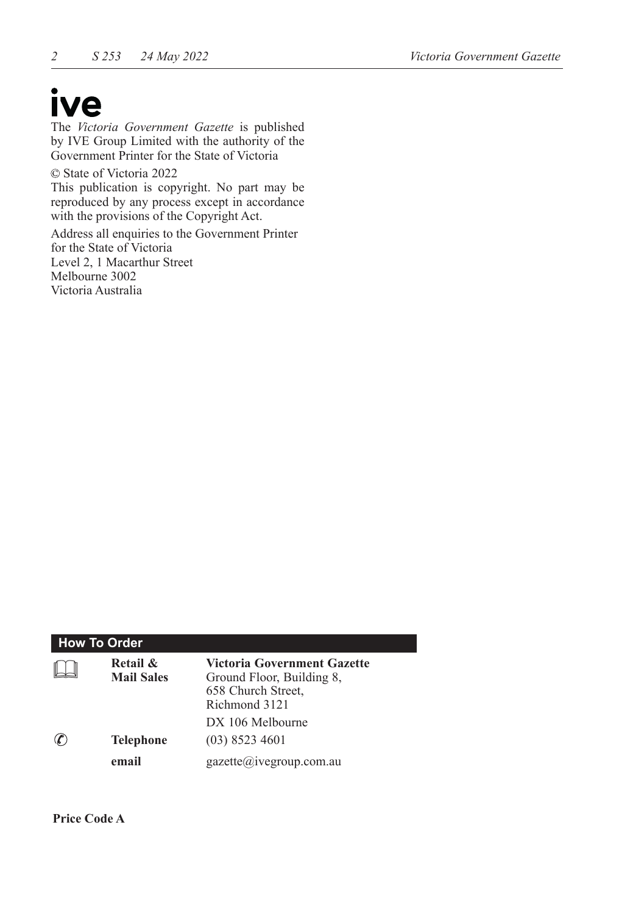ive

The *Victoria Government Gazette* is published by IVE Group Limited with the authority of the Government Printer for the State of Victoria

© State of Victoria 2022

This publication is copyright. No part may be reproduced by any process except in accordance with the provisions of the Copyright Act.

Address all enquiries to the Government Printer for the State of Victoria
Level 2, 1 Macarthur Street
Melbourne 3002
Victoria Australia

**How To Order**

| | | |
|---|---|---|
| **Retail & Mail Sales** | **Victoria Government Gazette** Ground Floor, Building 8, 658 Church Street, Richmond 3121 | |
| | DX 106 Melbourne | |
| **Telephone** | (03) 8523 4601 | |
| **email** | gazette@ivegroup.com.au | |

**Price Code A**